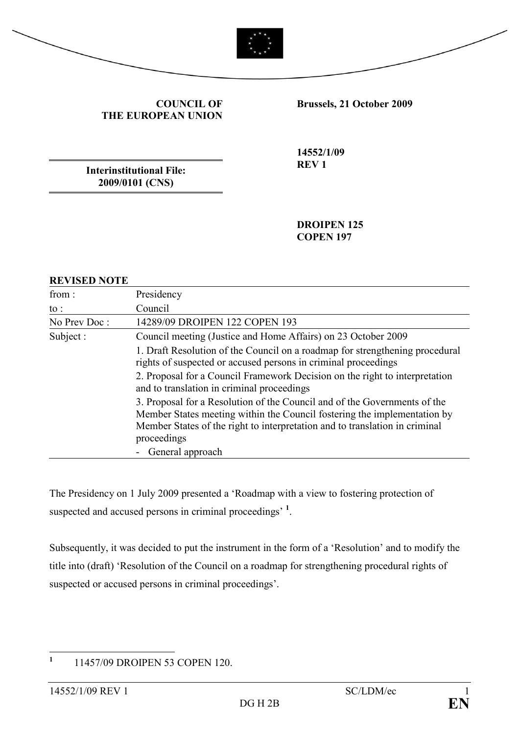**COUNCIL OF THE EUROPEAN UNION**

**Brussels, 21 October 2009**

**Interinstitutional File: 2009/0101 (CNS)**

**14552/1/09 REV 1**

**DROIPEN 125**
**COPEN 197**

**REVISED NOTE**

| | |
|---|---|
| from : | Presidency |
| to : | Council |
| No Prev Doc : | 14289/09 DROIPEN 122 COPEN 193 |
| Subject : | Council meeting (Justice and Home Affairs) on 23 October 2009<br>1. Draft Resolution of the Council on a roadmap for strengthening procedural rights of suspected or accused persons in criminal proceedings<br>2. Proposal for a Council Framework Decision on the right to interpretation and to translation in criminal proceedings<br>3. Proposal for a Resolution of the Council and of the Governments of the Member States meeting within the Council fostering the implementation by Member States of the right to interpretation and to translation in criminal proceedings<br>- General approach |

The Presidency on 1 July 2009 presented a 'Roadmap with a view to fostering protection of suspected and accused persons in criminal proceedings' [1].

Subsequently, it was decided to put the instrument in the form of a 'Resolution' and to modify the title into (draft) 'Resolution of the Council on a roadmap for strengthening procedural rights of suspected or accused persons in criminal proceedings'.

---

[1] 11457/09 DROIPEN 53 COPEN 120.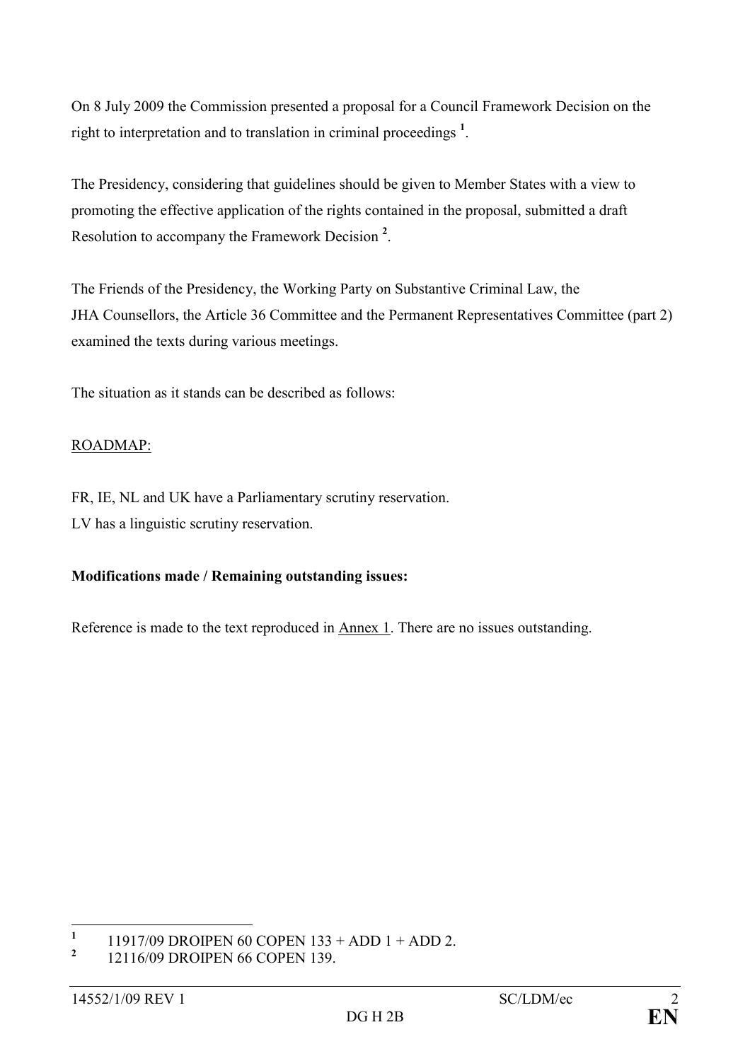On 8 July 2009 the Commission presented a proposal for a Council Framework Decision on the right to interpretation and to translation in criminal proceedings [1].

The Presidency, considering that guidelines should be given to Member States with a view to promoting the effective application of the rights contained in the proposal, submitted a draft Resolution to accompany the Framework Decision [2].

The Friends of the Presidency, the Working Party on Substantive Criminal Law, the JHA Counsellors, the Article 36 Committee and the Permanent Representatives Committee (part 2) examined the texts during various meetings.

The situation as it stands can be described as follows:

ROADMAP:

FR, IE, NL and UK have a Parliamentary scrutiny reservation.
LV has a linguistic scrutiny reservation.

**Modifications made / Remaining outstanding issues:**

Reference is made to the text reproduced in Annex 1. There are no issues outstanding.

---

[1] 11917/09 DROIPEN 60 COPEN 133 + ADD 1 + ADD 2.

[2] 12116/09 DROIPEN 66 COPEN 139.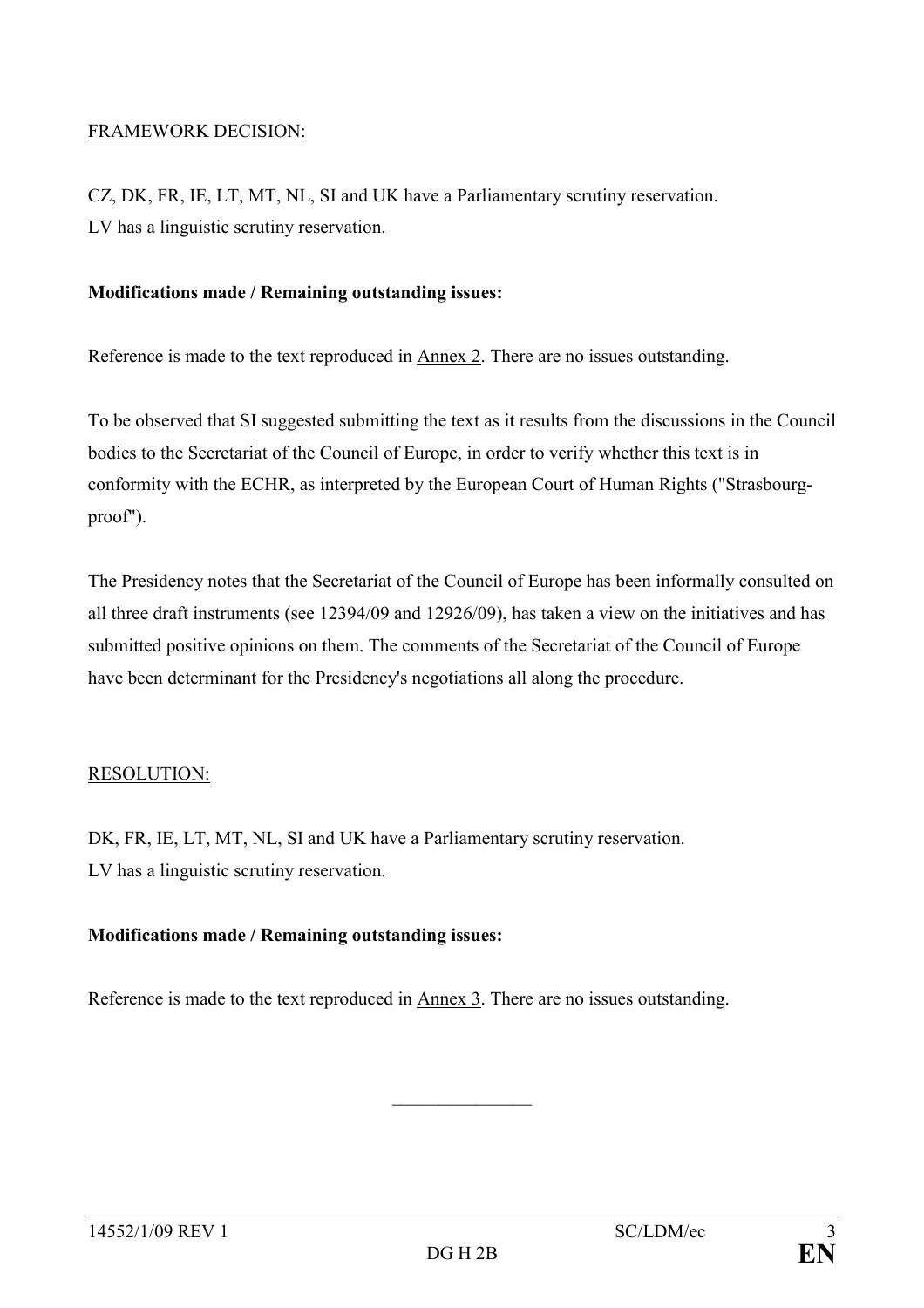FRAMEWORK DECISION:

CZ, DK, FR, IE, LT, MT, NL, SI and UK have a Parliamentary scrutiny reservation.
LV has a linguistic scrutiny reservation.

**Modifications made / Remaining outstanding issues:**

Reference is made to the text reproduced in Annex 2. There are no issues outstanding.

To be observed that SI suggested submitting the text as it results from the discussions in the Council bodies to the Secretariat of the Council of Europe, in order to verify whether this text is in conformity with the ECHR, as interpreted by the European Court of Human Rights ("Strasbourg-proof").

The Presidency notes that the Secretariat of the Council of Europe has been informally consulted on all three draft instruments (see 12394/09 and 12926/09), has taken a view on the initiatives and has submitted positive opinions on them. The comments of the Secretariat of the Council of Europe have been determinant for the Presidency's negotiations all along the procedure.

RESOLUTION:

DK, FR, IE, LT, MT, NL, SI and UK have a Parliamentary scrutiny reservation.
LV has a linguistic scrutiny reservation.

**Modifications made / Remaining outstanding issues:**

Reference is made to the text reproduced in Annex 3. There are no issues outstanding.

________________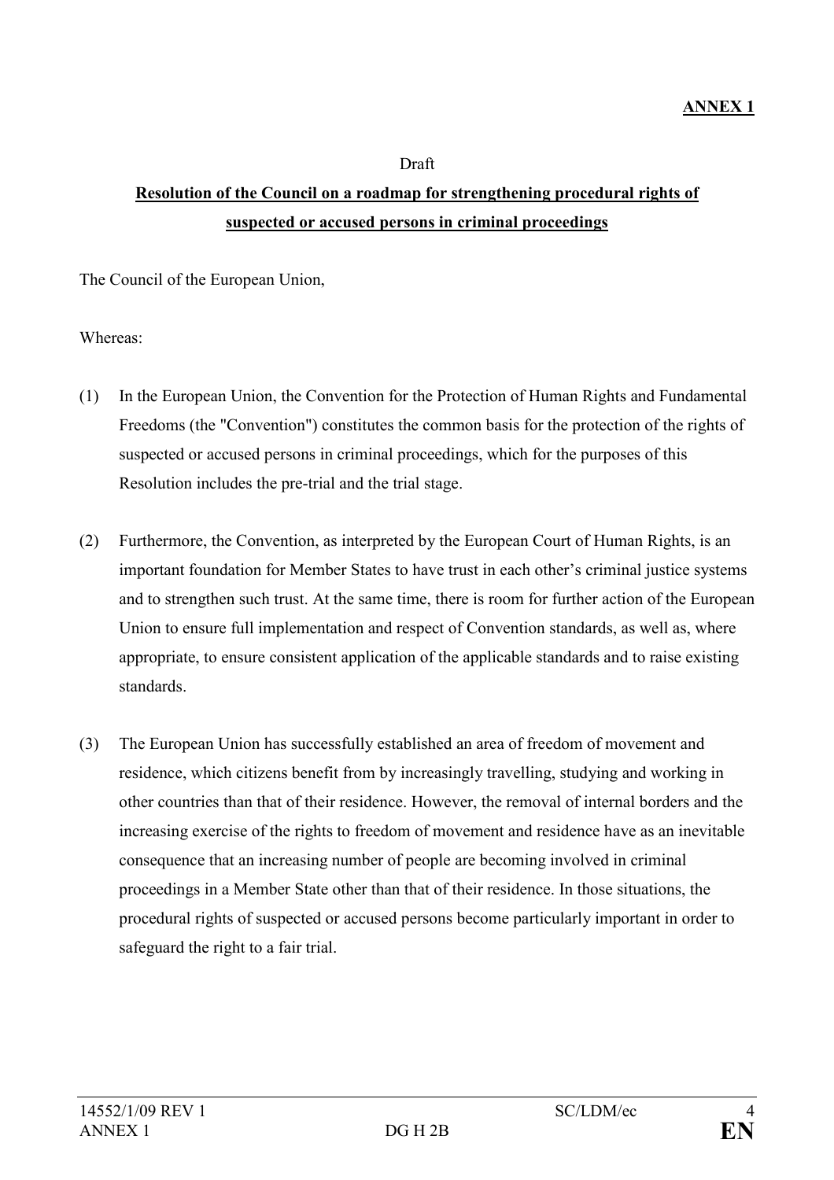**ANNEX 1**

Draft

**Resolution of the Council on a roadmap for strengthening procedural rights of suspected or accused persons in criminal proceedings**

The Council of the European Union,

Whereas:

(1) In the European Union, the Convention for the Protection of Human Rights and Fundamental Freedoms (the "Convention") constitutes the common basis for the protection of the rights of suspected or accused persons in criminal proceedings, which for the purposes of this Resolution includes the pre-trial and the trial stage.

(2) Furthermore, the Convention, as interpreted by the European Court of Human Rights, is an important foundation for Member States to have trust in each other's criminal justice systems and to strengthen such trust. At the same time, there is room for further action of the European Union to ensure full implementation and respect of Convention standards, as well as, where appropriate, to ensure consistent application of the applicable standards and to raise existing standards.

(3) The European Union has successfully established an area of freedom of movement and residence, which citizens benefit from by increasingly travelling, studying and working in other countries than that of their residence. However, the removal of internal borders and the increasing exercise of the rights to freedom of movement and residence have as an inevitable consequence that an increasing number of people are becoming involved in criminal proceedings in a Member State other than that of their residence. In those situations, the procedural rights of suspected or accused persons become particularly important in order to safeguard the right to a fair trial.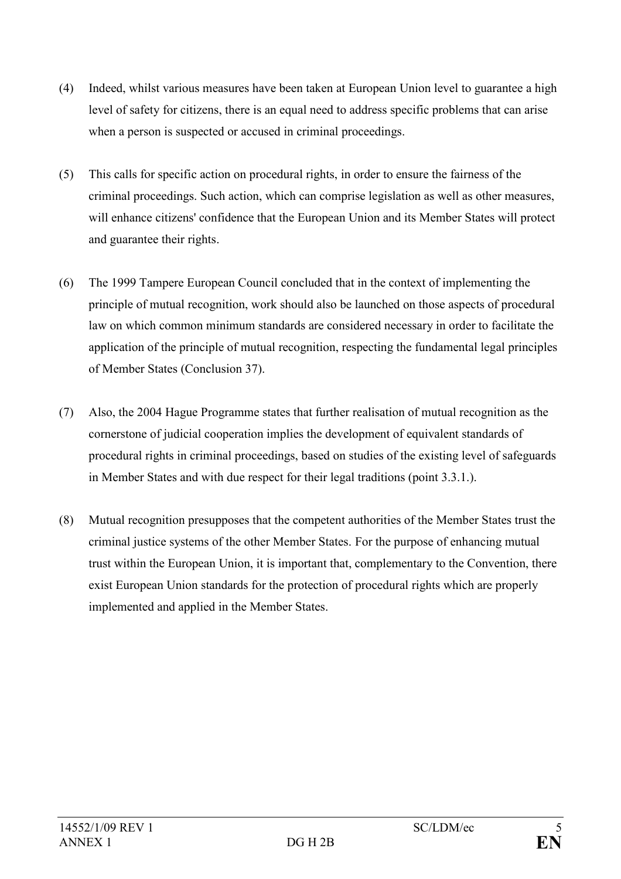(4) Indeed, whilst various measures have been taken at European Union level to guarantee a high level of safety for citizens, there is an equal need to address specific problems that can arise when a person is suspected or accused in criminal proceedings.

(5) This calls for specific action on procedural rights, in order to ensure the fairness of the criminal proceedings. Such action, which can comprise legislation as well as other measures, will enhance citizens' confidence that the European Union and its Member States will protect and guarantee their rights.

(6) The 1999 Tampere European Council concluded that in the context of implementing the principle of mutual recognition, work should also be launched on those aspects of procedural law on which common minimum standards are considered necessary in order to facilitate the application of the principle of mutual recognition, respecting the fundamental legal principles of Member States (Conclusion 37).

(7) Also, the 2004 Hague Programme states that further realisation of mutual recognition as the cornerstone of judicial cooperation implies the development of equivalent standards of procedural rights in criminal proceedings, based on studies of the existing level of safeguards in Member States and with due respect for their legal traditions (point 3.3.1.).

(8) Mutual recognition presupposes that the competent authorities of the Member States trust the criminal justice systems of the other Member States. For the purpose of enhancing mutual trust within the European Union, it is important that, complementary to the Convention, there exist European Union standards for the protection of procedural rights which are properly implemented and applied in the Member States.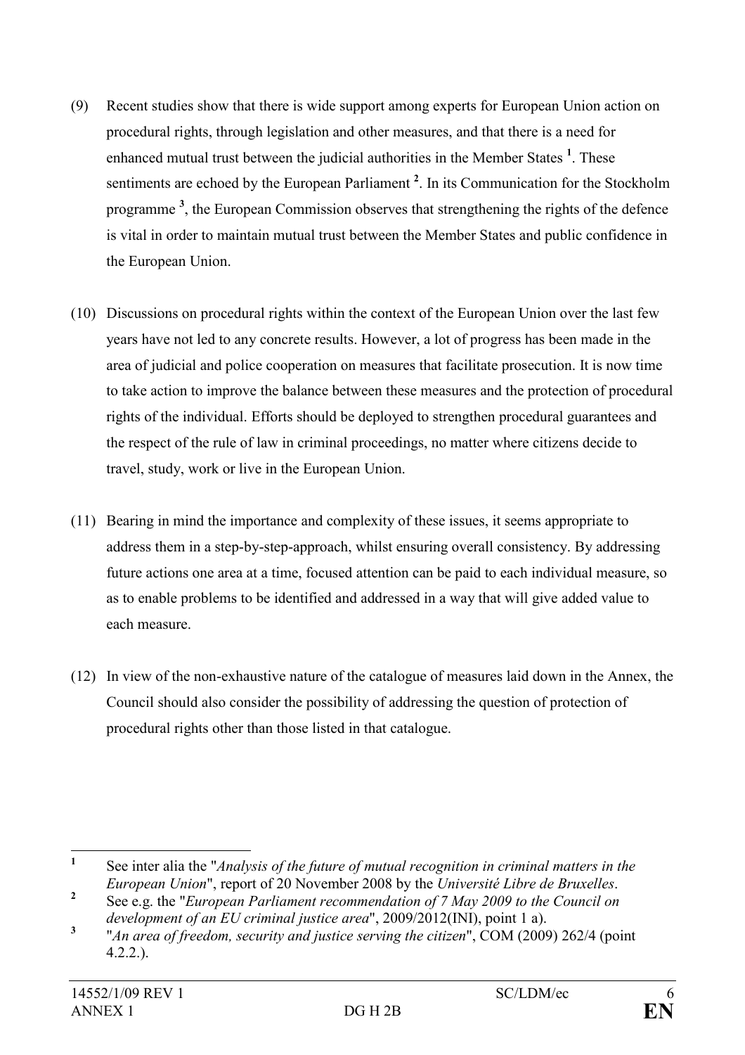(9) Recent studies show that there is wide support among experts for European Union action on procedural rights, through legislation and other measures, and that there is a need for enhanced mutual trust between the judicial authorities in the Member States [1]. These sentiments are echoed by the European Parliament [2]. In its Communication for the Stockholm programme [3], the European Commission observes that strengthening the rights of the defence is vital in order to maintain mutual trust between the Member States and public confidence in the European Union.

(10) Discussions on procedural rights within the context of the European Union over the last few years have not led to any concrete results. However, a lot of progress has been made in the area of judicial and police cooperation on measures that facilitate prosecution. It is now time to take action to improve the balance between these measures and the protection of procedural rights of the individual. Efforts should be deployed to strengthen procedural guarantees and the respect of the rule of law in criminal proceedings, no matter where citizens decide to travel, study, work or live in the European Union.

(11) Bearing in mind the importance and complexity of these issues, it seems appropriate to address them in a step-by-step-approach, whilst ensuring overall consistency. By addressing future actions one area at a time, focused attention can be paid to each individual measure, so as to enable problems to be identified and addressed in a way that will give added value to each measure.

(12) In view of the non-exhaustive nature of the catalogue of measures laid down in the Annex, the Council should also consider the possibility of addressing the question of protection of procedural rights other than those listed in that catalogue.

---

[1] See inter alia the "*Analysis of the future of mutual recognition in criminal matters in the European Union*", report of 20 November 2008 by the *Université Libre de Bruxelles*.

[2] See e.g. the "*European Parliament recommendation of 7 May 2009 to the Council on development of an EU criminal justice area*", 2009/2012(INI), point 1 a).

[3] "*An area of freedom, security and justice serving the citizen*", COM (2009) 262/4 (point 4.2.2.).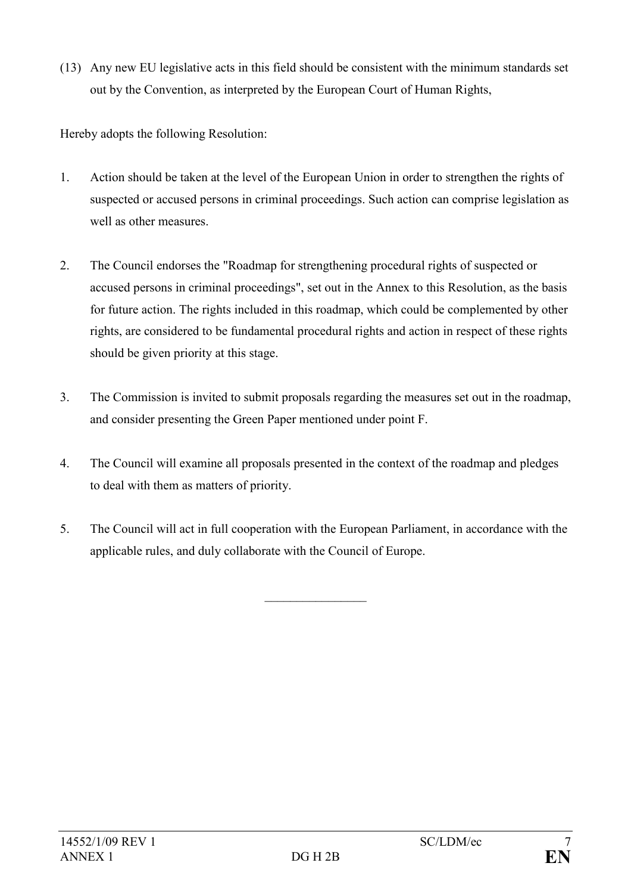(13) Any new EU legislative acts in this field should be consistent with the minimum standards set out by the Convention, as interpreted by the European Court of Human Rights,

Hereby adopts the following Resolution:

1. Action should be taken at the level of the European Union in order to strengthen the rights of suspected or accused persons in criminal proceedings. Such action can comprise legislation as well as other measures.

2. The Council endorses the "Roadmap for strengthening procedural rights of suspected or accused persons in criminal proceedings", set out in the Annex to this Resolution, as the basis for future action. The rights included in this roadmap, which could be complemented by other rights, are considered to be fundamental procedural rights and action in respect of these rights should be given priority at this stage.

3. The Commission is invited to submit proposals regarding the measures set out in the roadmap, and consider presenting the Green Paper mentioned under point F.

4. The Council will examine all proposals presented in the context of the roadmap and pledges to deal with them as matters of priority.

5. The Council will act in full cooperation with the European Parliament, in accordance with the applicable rules, and duly collaborate with the Council of Europe.

________________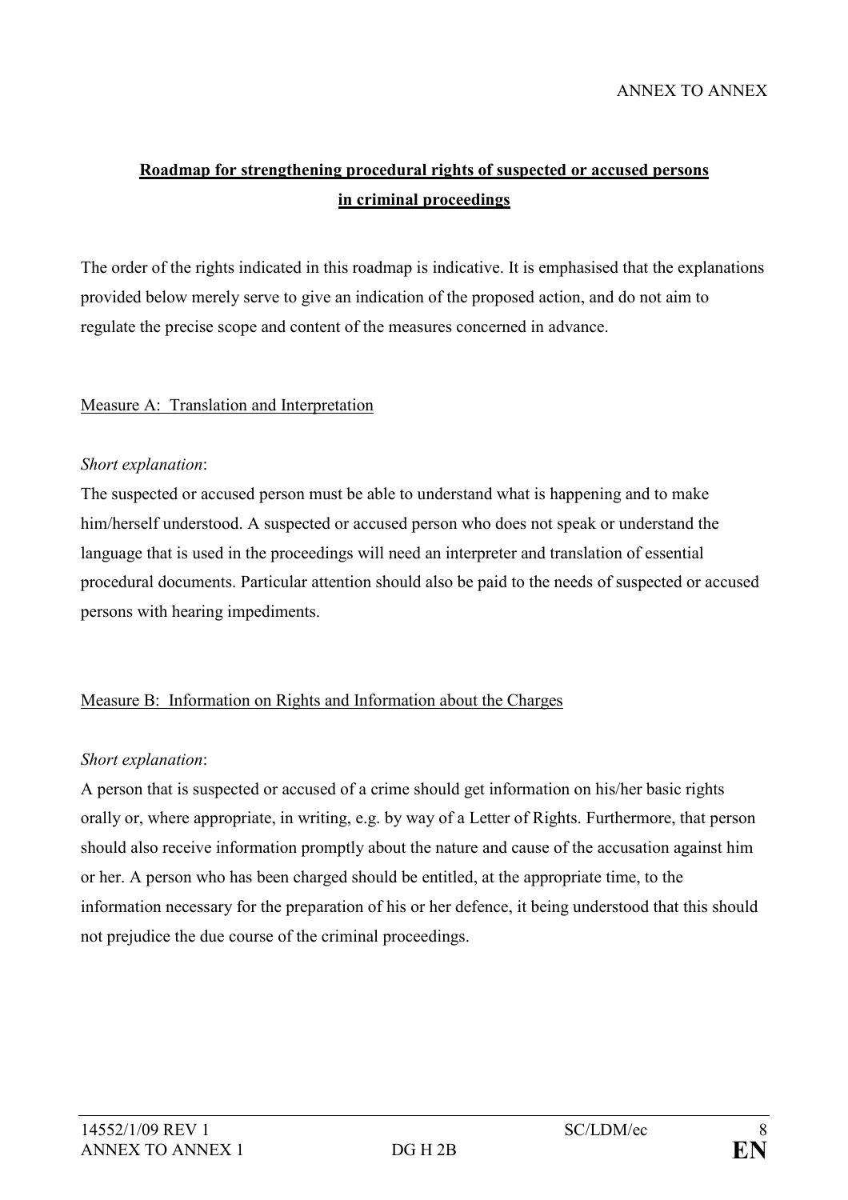ANNEX TO ANNEX

## Roadmap for strengthening procedural rights of suspected or accused persons in criminal proceedings

The order of the rights indicated in this roadmap is indicative. It is emphasised that the explanations provided below merely serve to give an indication of the proposed action, and do not aim to regulate the precise scope and content of the measures concerned in advance.

### Measure A: Translation and Interpretation

*Short explanation*:
The suspected or accused person must be able to understand what is happening and to make him/herself understood. A suspected or accused person who does not speak or understand the language that is used in the proceedings will need an interpreter and translation of essential procedural documents. Particular attention should also be paid to the needs of suspected or accused persons with hearing impediments.

### Measure B: Information on Rights and Information about the Charges

*Short explanation*:
A person that is suspected or accused of a crime should get information on his/her basic rights orally or, where appropriate, in writing, e.g. by way of a Letter of Rights. Furthermore, that person should also receive information promptly about the nature and cause of the accusation against him or her. A person who has been charged should be entitled, at the appropriate time, to the information necessary for the preparation of his or her defence, it being understood that this should not prejudice the due course of the criminal proceedings.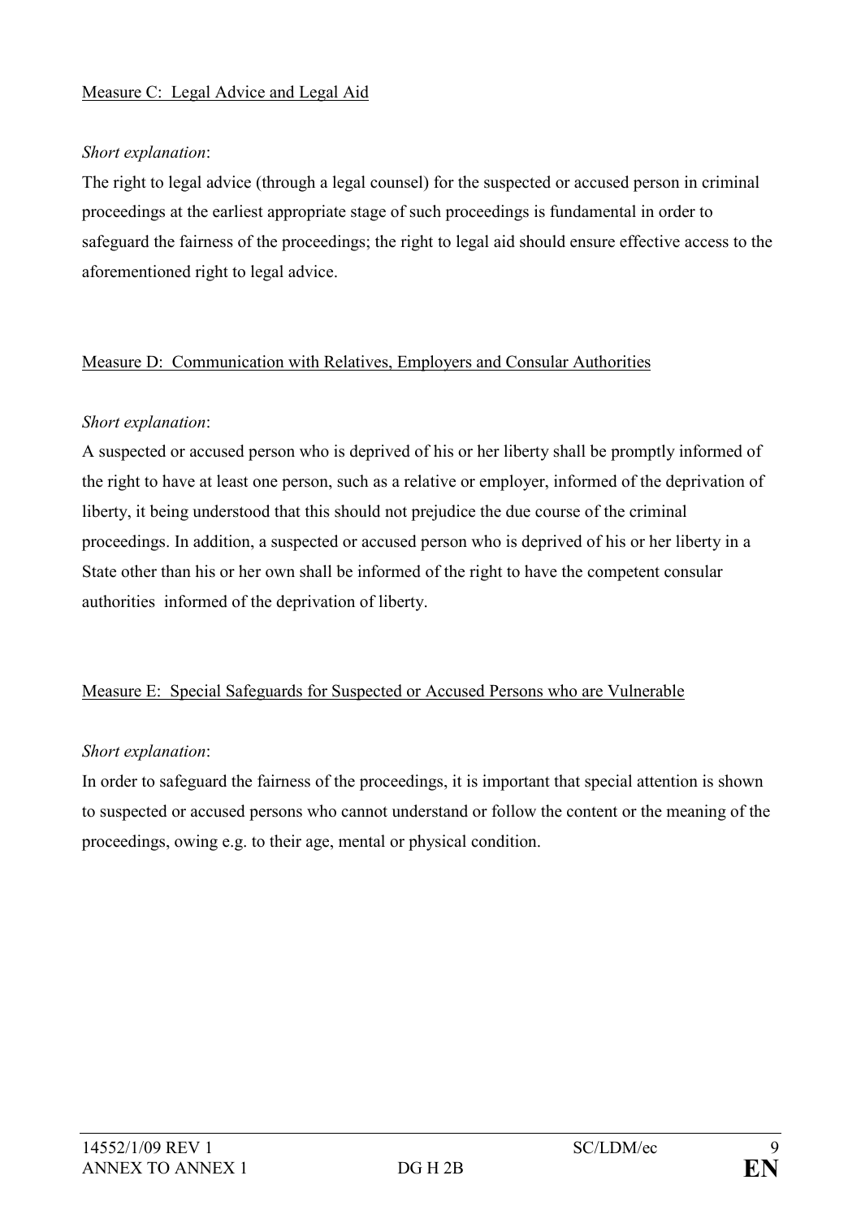Measure C: Legal Advice and Legal Aid

*Short explanation*:
The right to legal advice (through a legal counsel) for the suspected or accused person in criminal proceedings at the earliest appropriate stage of such proceedings is fundamental in order to safeguard the fairness of the proceedings; the right to legal aid should ensure effective access to the aforementioned right to legal advice.

Measure D: Communication with Relatives, Employers and Consular Authorities

*Short explanation*:
A suspected or accused person who is deprived of his or her liberty shall be promptly informed of the right to have at least one person, such as a relative or employer, informed of the deprivation of liberty, it being understood that this should not prejudice the due course of the criminal proceedings. In addition, a suspected or accused person who is deprived of his or her liberty in a State other than his or her own shall be informed of the right to have the competent consular authorities informed of the deprivation of liberty.

Measure E: Special Safeguards for Suspected or Accused Persons who are Vulnerable

*Short explanation*:
In order to safeguard the fairness of the proceedings, it is important that special attention is shown to suspected or accused persons who cannot understand or follow the content or the meaning of the proceedings, owing e.g. to their age, mental or physical condition.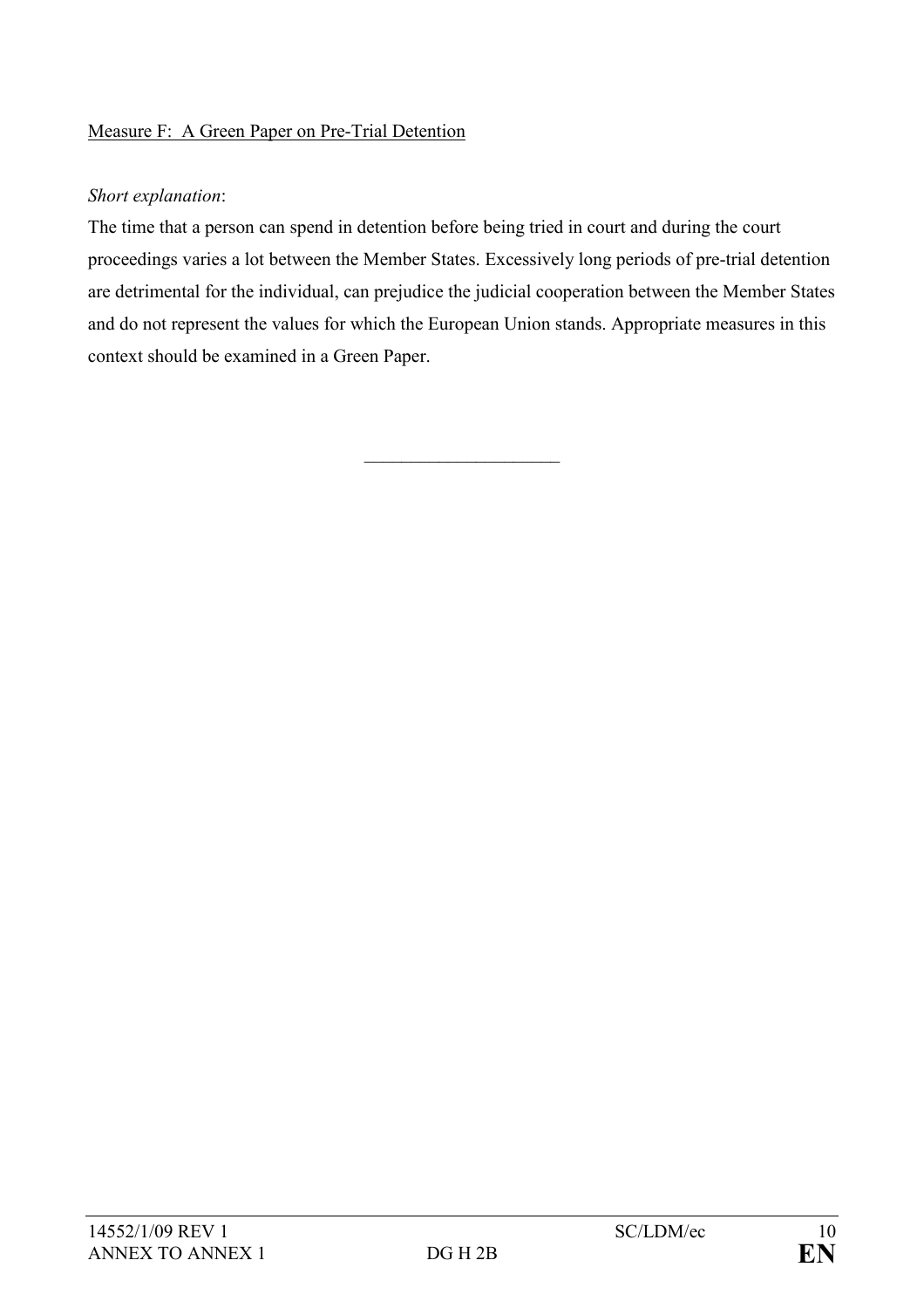Measure F: A Green Paper on Pre-Trial Detention

*Short explanation*:

The time that a person can spend in detention before being tried in court and during the court proceedings varies a lot between the Member States. Excessively long periods of pre-trial detention are detrimental for the individual, can prejudice the judicial cooperation between the Member States and do not represent the values for which the European Union stands. Appropriate measures in this context should be examined in a Green Paper.

\_\_\_\_\_\_\_\_\_\_\_\_\_\_\_\_\_\_\_\_\_\_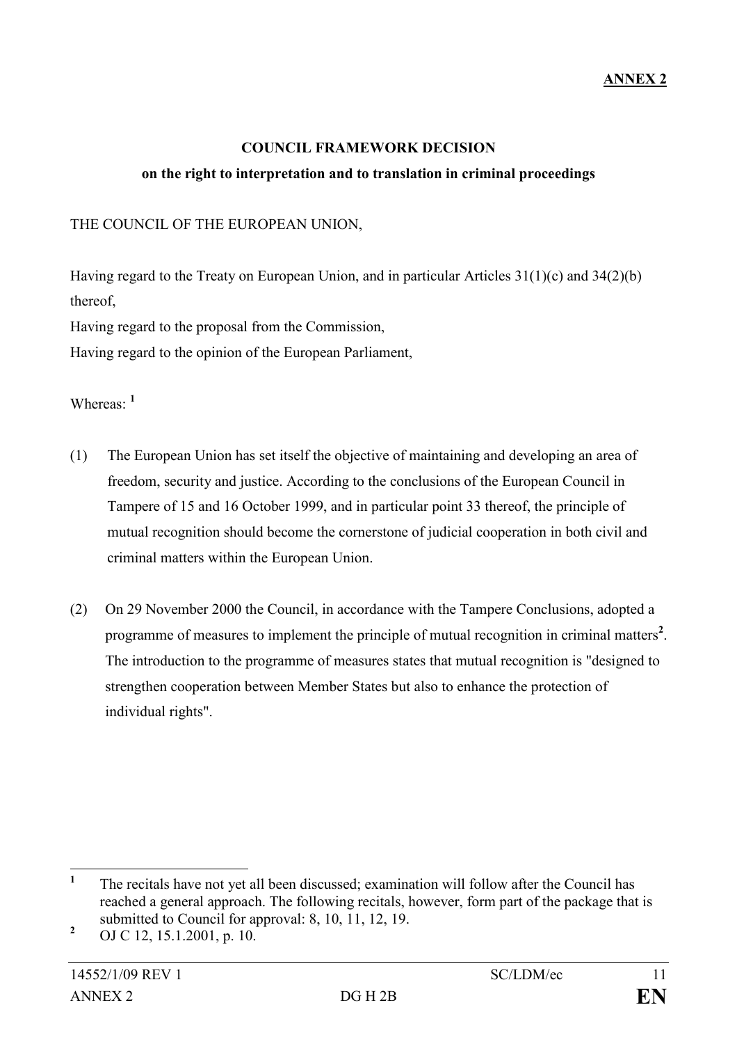**ANNEX 2**

**COUNCIL FRAMEWORK DECISION**

**on the right to interpretation and to translation in criminal proceedings**

THE COUNCIL OF THE EUROPEAN UNION,

Having regard to the Treaty on European Union, and in particular Articles 31(1)(c) and 34(2)(b) thereof,

Having regard to the proposal from the Commission,

Having regard to the opinion of the European Parliament,

Whereas: [1]

(1) The European Union has set itself the objective of maintaining and developing an area of freedom, security and justice. According to the conclusions of the European Council in Tampere of 15 and 16 October 1999, and in particular point 33 thereof, the principle of mutual recognition should become the cornerstone of judicial cooperation in both civil and criminal matters within the European Union.

(2) On 29 November 2000 the Council, in accordance with the Tampere Conclusions, adopted a programme of measures to implement the principle of mutual recognition in criminal matters[2]. The introduction to the programme of measures states that mutual recognition is "designed to strengthen cooperation between Member States but also to enhance the protection of individual rights".

---

[1] The recitals have not yet all been discussed; examination will follow after the Council has reached a general approach. The following recitals, however, form part of the package that is submitted to Council for approval: 8, 10, 11, 12, 19.

[2] OJ C 12, 15.1.2001, p. 10.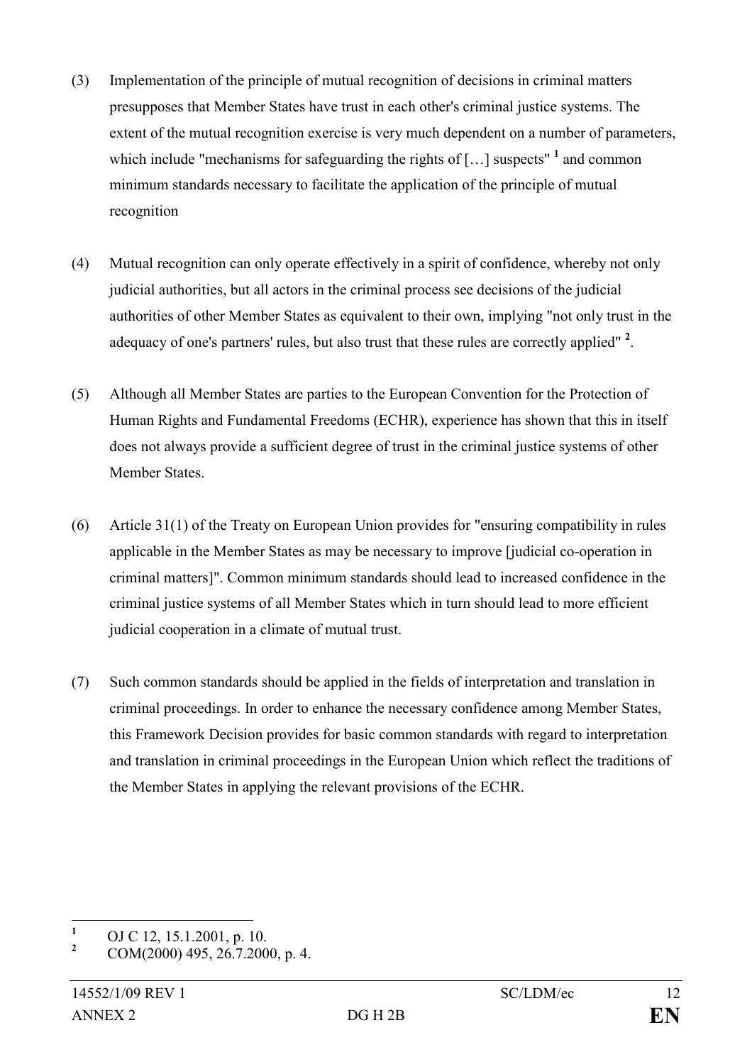(3) Implementation of the principle of mutual recognition of decisions in criminal matters presupposes that Member States have trust in each other's criminal justice systems. The extent of the mutual recognition exercise is very much dependent on a number of parameters, which include "mechanisms for safeguarding the rights of […] suspects" [1] and common minimum standards necessary to facilitate the application of the principle of mutual recognition

(4) Mutual recognition can only operate effectively in a spirit of confidence, whereby not only judicial authorities, but all actors in the criminal process see decisions of the judicial authorities of other Member States as equivalent to their own, implying "not only trust in the adequacy of one's partners' rules, but also trust that these rules are correctly applied" [2].

(5) Although all Member States are parties to the European Convention for the Protection of Human Rights and Fundamental Freedoms (ECHR), experience has shown that this in itself does not always provide a sufficient degree of trust in the criminal justice systems of other Member States.

(6) Article 31(1) of the Treaty on European Union provides for "ensuring compatibility in rules applicable in the Member States as may be necessary to improve [judicial co-operation in criminal matters]". Common minimum standards should lead to increased confidence in the criminal justice systems of all Member States which in turn should lead to more efficient judicial cooperation in a climate of mutual trust.

(7) Such common standards should be applied in the fields of interpretation and translation in criminal proceedings. In order to enhance the necessary confidence among Member States, this Framework Decision provides for basic common standards with regard to interpretation and translation in criminal proceedings in the European Union which reflect the traditions of the Member States in applying the relevant provisions of the ECHR.

---

[1] OJ C 12, 15.1.2001, p. 10.

[2] COM(2000) 495, 26.7.2000, p. 4.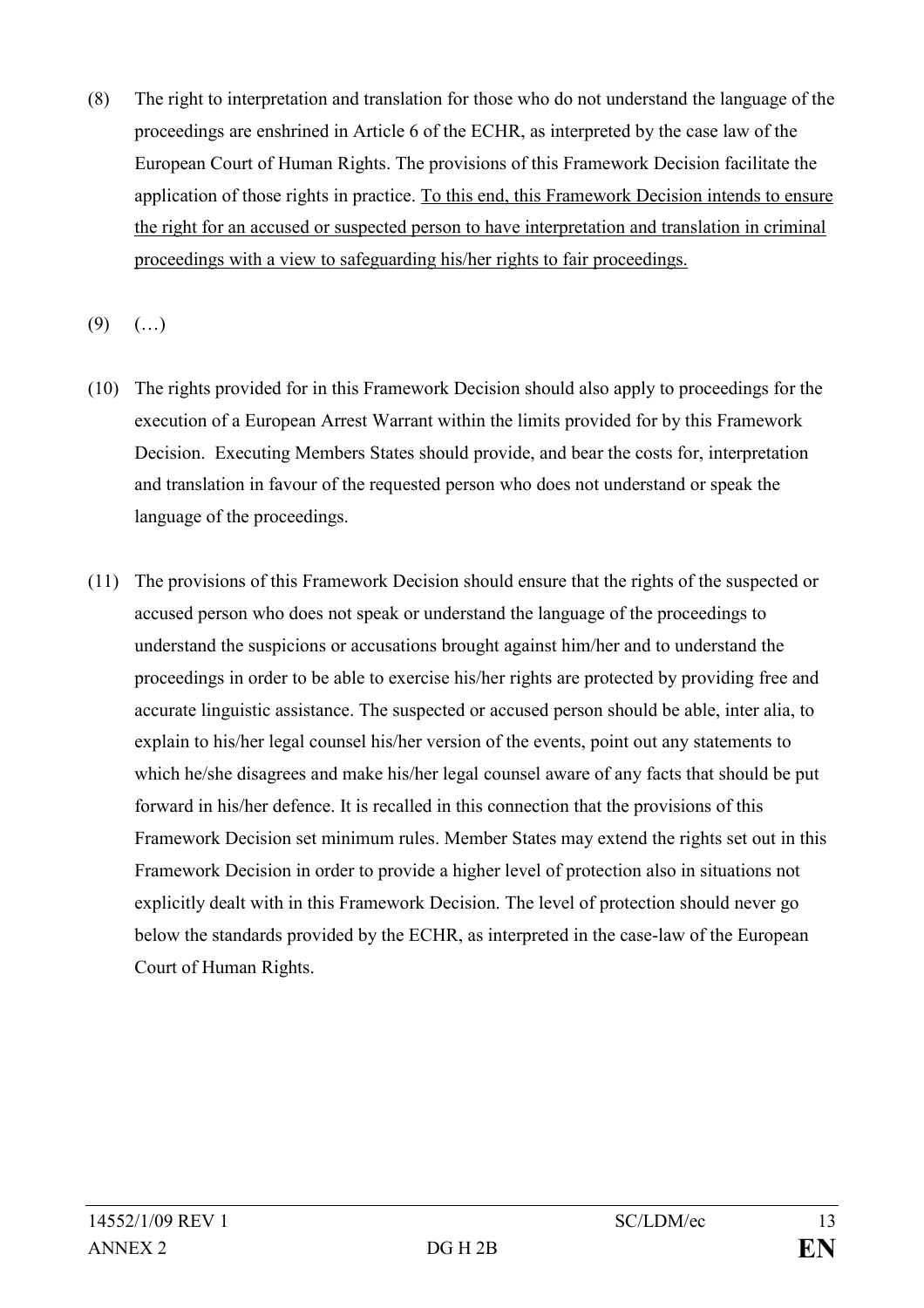(8) The right to interpretation and translation for those who do not understand the language of the proceedings are enshrined in Article 6 of the ECHR, as interpreted by the case law of the European Court of Human Rights. The provisions of this Framework Decision facilitate the application of those rights in practice. <u>To this end, this Framework Decision intends to ensure the right for an accused or suspected person to have interpretation and translation in criminal proceedings with a view to safeguarding his/her rights to fair proceedings.</u>

(9) (…)

(10) The rights provided for in this Framework Decision should also apply to proceedings for the execution of a European Arrest Warrant within the limits provided for by this Framework Decision. Executing Members States should provide, and bear the costs for, interpretation and translation in favour of the requested person who does not understand or speak the language of the proceedings.

(11) The provisions of this Framework Decision should ensure that the rights of the suspected or accused person who does not speak or understand the language of the proceedings to understand the suspicions or accusations brought against him/her and to understand the proceedings in order to be able to exercise his/her rights are protected by providing free and accurate linguistic assistance. The suspected or accused person should be able, inter alia, to explain to his/her legal counsel his/her version of the events, point out any statements to which he/she disagrees and make his/her legal counsel aware of any facts that should be put forward in his/her defence. It is recalled in this connection that the provisions of this Framework Decision set minimum rules. Member States may extend the rights set out in this Framework Decision in order to provide a higher level of protection also in situations not explicitly dealt with in this Framework Decision. The level of protection should never go below the standards provided by the ECHR, as interpreted in the case-law of the European Court of Human Rights.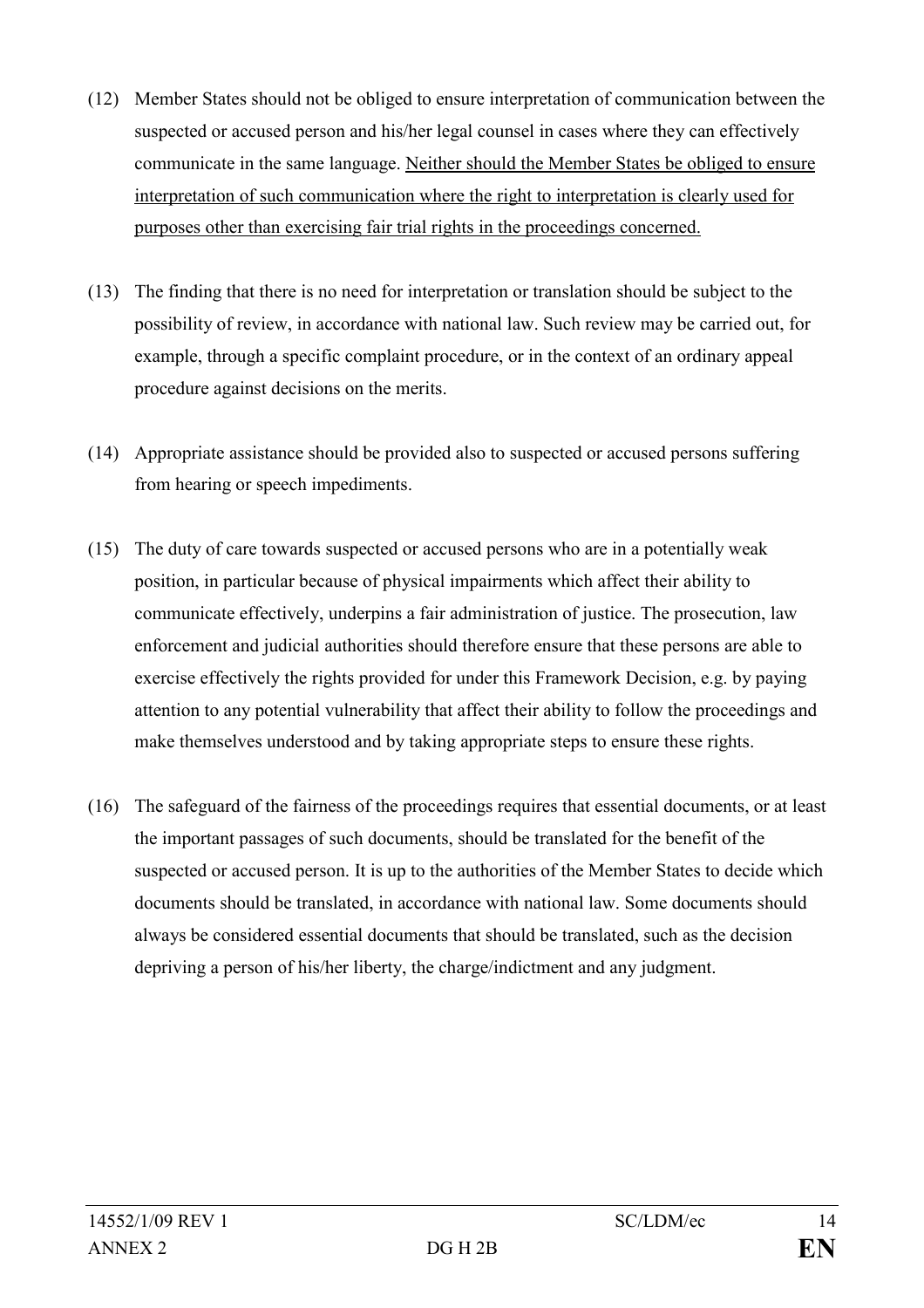(12) Member States should not be obliged to ensure interpretation of communication between the suspected or accused person and his/her legal counsel in cases where they can effectively communicate in the same language. <u>Neither should the Member States be obliged to ensure interpretation of such communication where the right to interpretation is clearly used for purposes other than exercising fair trial rights in the proceedings concerned.</u>

(13) The finding that there is no need for interpretation or translation should be subject to the possibility of review, in accordance with national law. Such review may be carried out, for example, through a specific complaint procedure, or in the context of an ordinary appeal procedure against decisions on the merits.

(14) Appropriate assistance should be provided also to suspected or accused persons suffering from hearing or speech impediments.

(15) The duty of care towards suspected or accused persons who are in a potentially weak position, in particular because of physical impairments which affect their ability to communicate effectively, underpins a fair administration of justice. The prosecution, law enforcement and judicial authorities should therefore ensure that these persons are able to exercise effectively the rights provided for under this Framework Decision, e.g. by paying attention to any potential vulnerability that affect their ability to follow the proceedings and make themselves understood and by taking appropriate steps to ensure these rights.

(16) The safeguard of the fairness of the proceedings requires that essential documents, or at least the important passages of such documents, should be translated for the benefit of the suspected or accused person. It is up to the authorities of the Member States to decide which documents should be translated, in accordance with national law. Some documents should always be considered essential documents that should be translated, such as the decision depriving a person of his/her liberty, the charge/indictment and any judgment.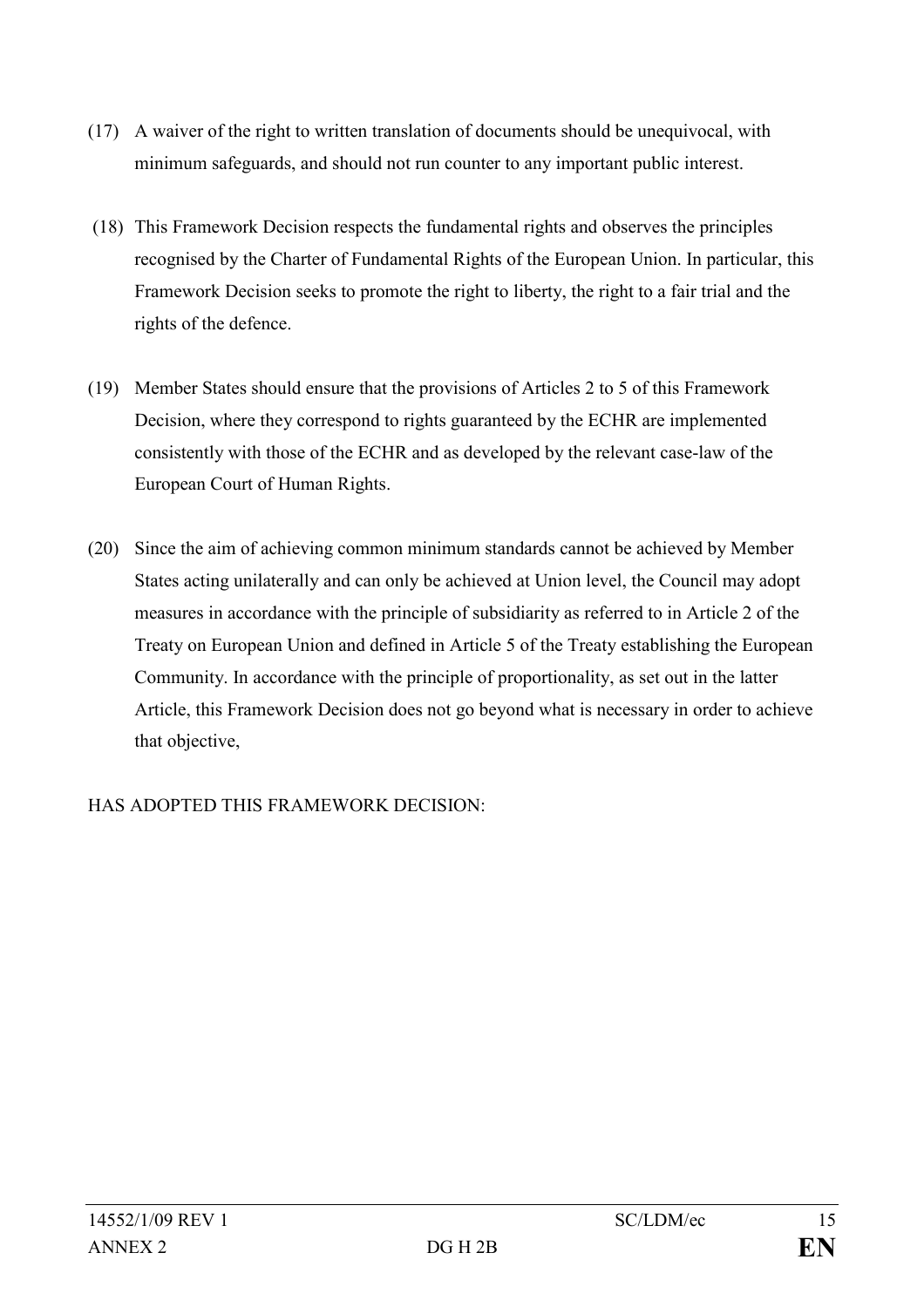(17) A waiver of the right to written translation of documents should be unequivocal, with minimum safeguards, and should not run counter to any important public interest.

(18) This Framework Decision respects the fundamental rights and observes the principles recognised by the Charter of Fundamental Rights of the European Union. In particular, this Framework Decision seeks to promote the right to liberty, the right to a fair trial and the rights of the defence.

(19) Member States should ensure that the provisions of Articles 2 to 5 of this Framework Decision, where they correspond to rights guaranteed by the ECHR are implemented consistently with those of the ECHR and as developed by the relevant case-law of the European Court of Human Rights.

(20) Since the aim of achieving common minimum standards cannot be achieved by Member States acting unilaterally and can only be achieved at Union level, the Council may adopt measures in accordance with the principle of subsidiarity as referred to in Article 2 of the Treaty on European Union and defined in Article 5 of the Treaty establishing the European Community. In accordance with the principle of proportionality, as set out in the latter Article, this Framework Decision does not go beyond what is necessary in order to achieve that objective,

HAS ADOPTED THIS FRAMEWORK DECISION: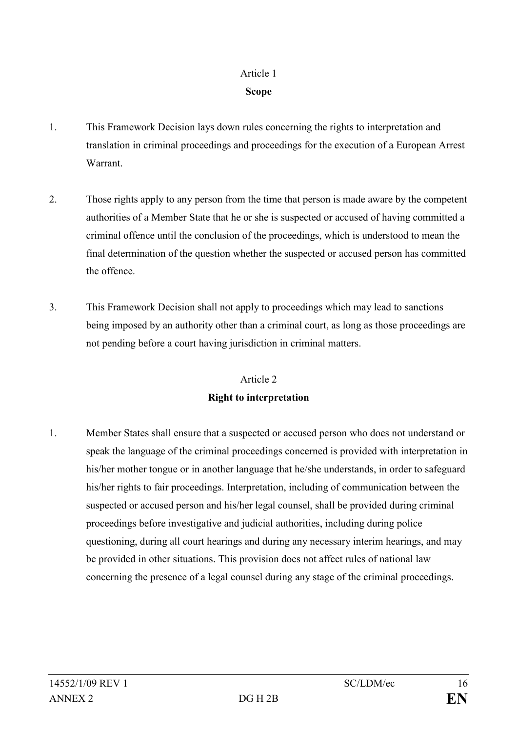Article 1

**Scope**

1. This Framework Decision lays down rules concerning the rights to interpretation and translation in criminal proceedings and proceedings for the execution of a European Arrest Warrant.

2. Those rights apply to any person from the time that person is made aware by the competent authorities of a Member State that he or she is suspected or accused of having committed a criminal offence until the conclusion of the proceedings, which is understood to mean the final determination of the question whether the suspected or accused person has committed the offence.

3. This Framework Decision shall not apply to proceedings which may lead to sanctions being imposed by an authority other than a criminal court, as long as those proceedings are not pending before a court having jurisdiction in criminal matters.

Article 2

**Right to interpretation**

1. Member States shall ensure that a suspected or accused person who does not understand or speak the language of the criminal proceedings concerned is provided with interpretation in his/her mother tongue or in another language that he/she understands, in order to safeguard his/her rights to fair proceedings. Interpretation, including of communication between the suspected or accused person and his/her legal counsel, shall be provided during criminal proceedings before investigative and judicial authorities, including during police questioning, during all court hearings and during any necessary interim hearings, and may be provided in other situations. This provision does not affect rules of national law concerning the presence of a legal counsel during any stage of the criminal proceedings.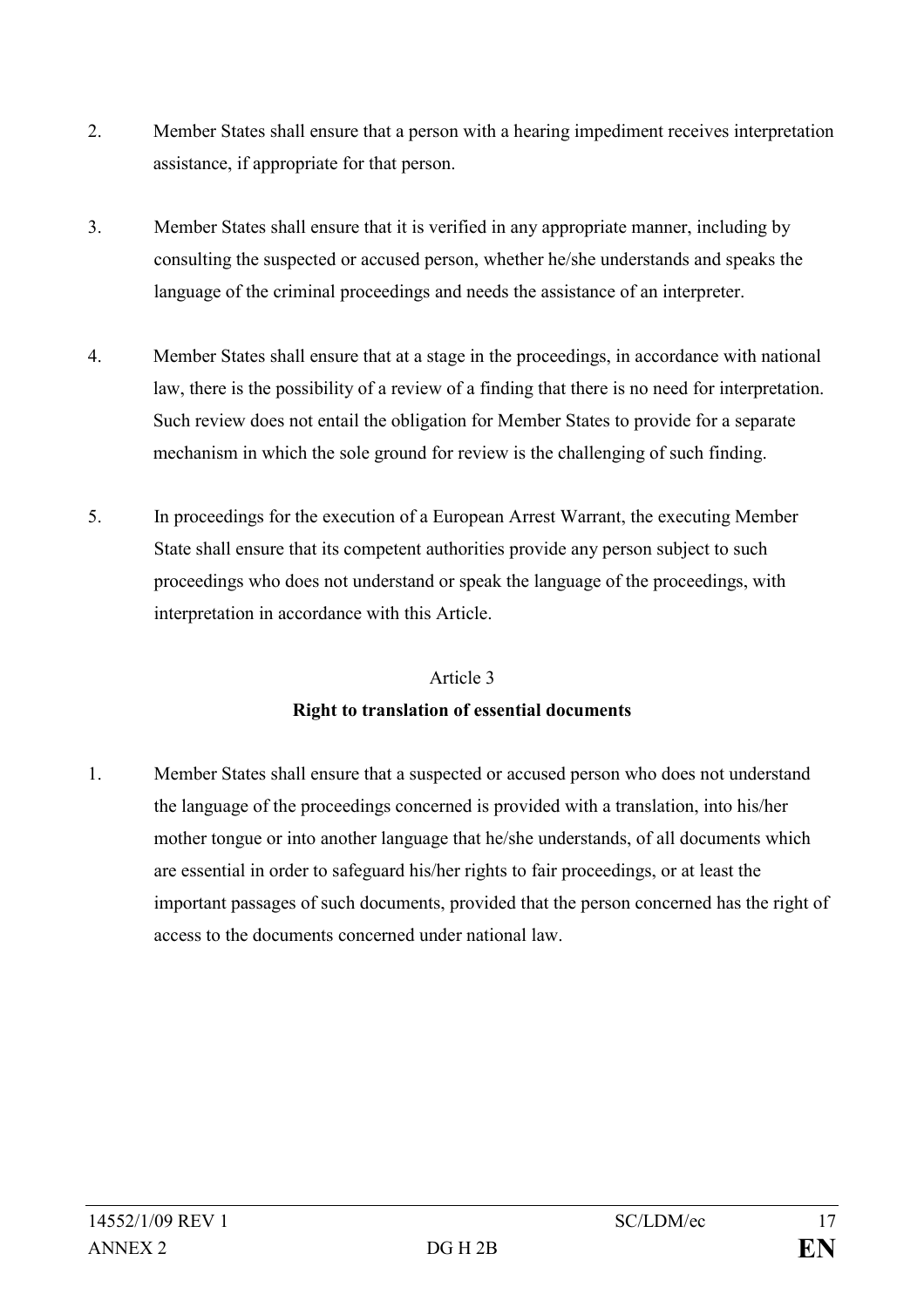2. Member States shall ensure that a person with a hearing impediment receives interpretation assistance, if appropriate for that person.

3. Member States shall ensure that it is verified in any appropriate manner, including by consulting the suspected or accused person, whether he/she understands and speaks the language of the criminal proceedings and needs the assistance of an interpreter.

4. Member States shall ensure that at a stage in the proceedings, in accordance with national law, there is the possibility of a review of a finding that there is no need for interpretation. Such review does not entail the obligation for Member States to provide for a separate mechanism in which the sole ground for review is the challenging of such finding.

5. In proceedings for the execution of a European Arrest Warrant, the executing Member State shall ensure that its competent authorities provide any person subject to such proceedings who does not understand or speak the language of the proceedings, with interpretation in accordance with this Article.

Article 3

**Right to translation of essential documents**

1. Member States shall ensure that a suspected or accused person who does not understand the language of the proceedings concerned is provided with a translation, into his/her mother tongue or into another language that he/she understands, of all documents which are essential in order to safeguard his/her rights to fair proceedings, or at least the important passages of such documents, provided that the person concerned has the right of access to the documents concerned under national law.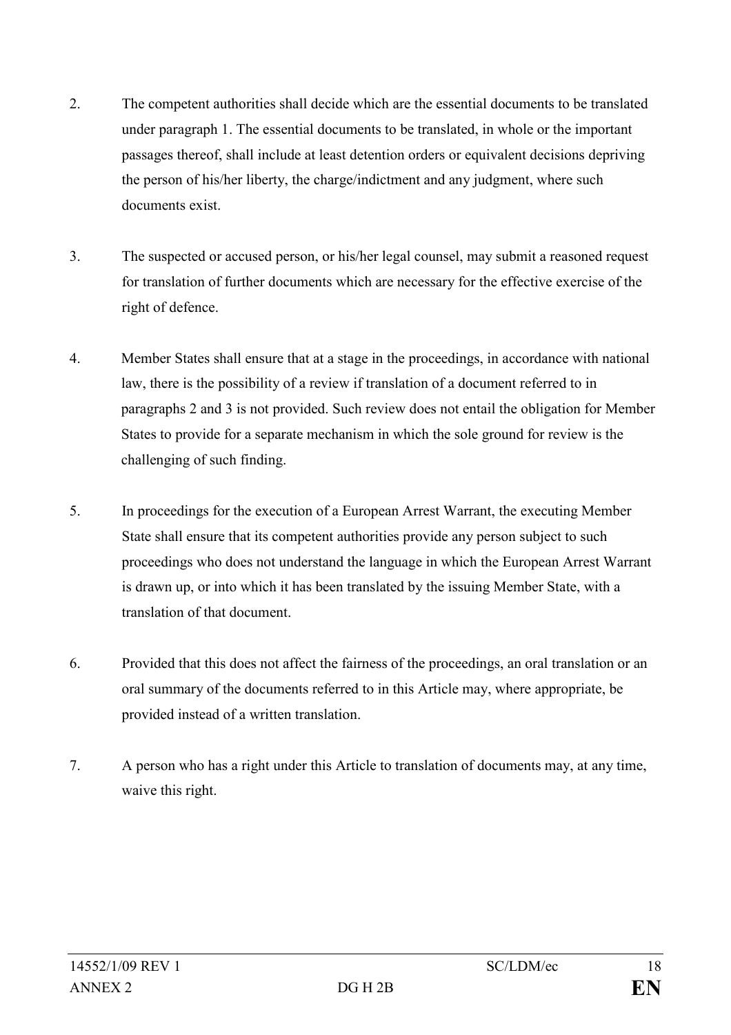2. The competent authorities shall decide which are the essential documents to be translated under paragraph 1. The essential documents to be translated, in whole or the important passages thereof, shall include at least detention orders or equivalent decisions depriving the person of his/her liberty, the charge/indictment and any judgment, where such documents exist.

3. The suspected or accused person, or his/her legal counsel, may submit a reasoned request for translation of further documents which are necessary for the effective exercise of the right of defence.

4. Member States shall ensure that at a stage in the proceedings, in accordance with national law, there is the possibility of a review if translation of a document referred to in paragraphs 2 and 3 is not provided. Such review does not entail the obligation for Member States to provide for a separate mechanism in which the sole ground for review is the challenging of such finding.

5. In proceedings for the execution of a European Arrest Warrant, the executing Member State shall ensure that its competent authorities provide any person subject to such proceedings who does not understand the language in which the European Arrest Warrant is drawn up, or into which it has been translated by the issuing Member State, with a translation of that document.

6. Provided that this does not affect the fairness of the proceedings, an oral translation or an oral summary of the documents referred to in this Article may, where appropriate, be provided instead of a written translation.

7. A person who has a right under this Article to translation of documents may, at any time, waive this right.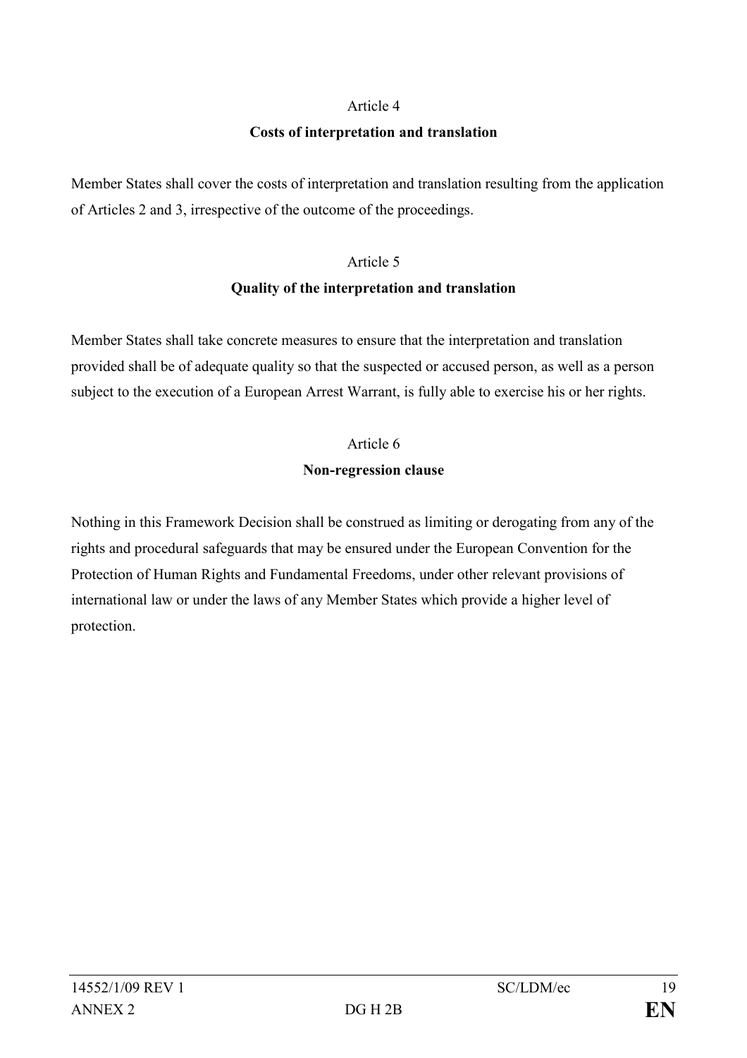Article 4

**Costs of interpretation and translation**

Member States shall cover the costs of interpretation and translation resulting from the application of Articles 2 and 3, irrespective of the outcome of the proceedings.

Article 5

**Quality of the interpretation and translation**

Member States shall take concrete measures to ensure that the interpretation and translation provided shall be of adequate quality so that the suspected or accused person, as well as a person subject to the execution of a European Arrest Warrant, is fully able to exercise his or her rights.

Article 6

**Non-regression clause**

Nothing in this Framework Decision shall be construed as limiting or derogating from any of the rights and procedural safeguards that may be ensured under the European Convention for the Protection of Human Rights and Fundamental Freedoms, under other relevant provisions of international law or under the laws of any Member States which provide a higher level of protection.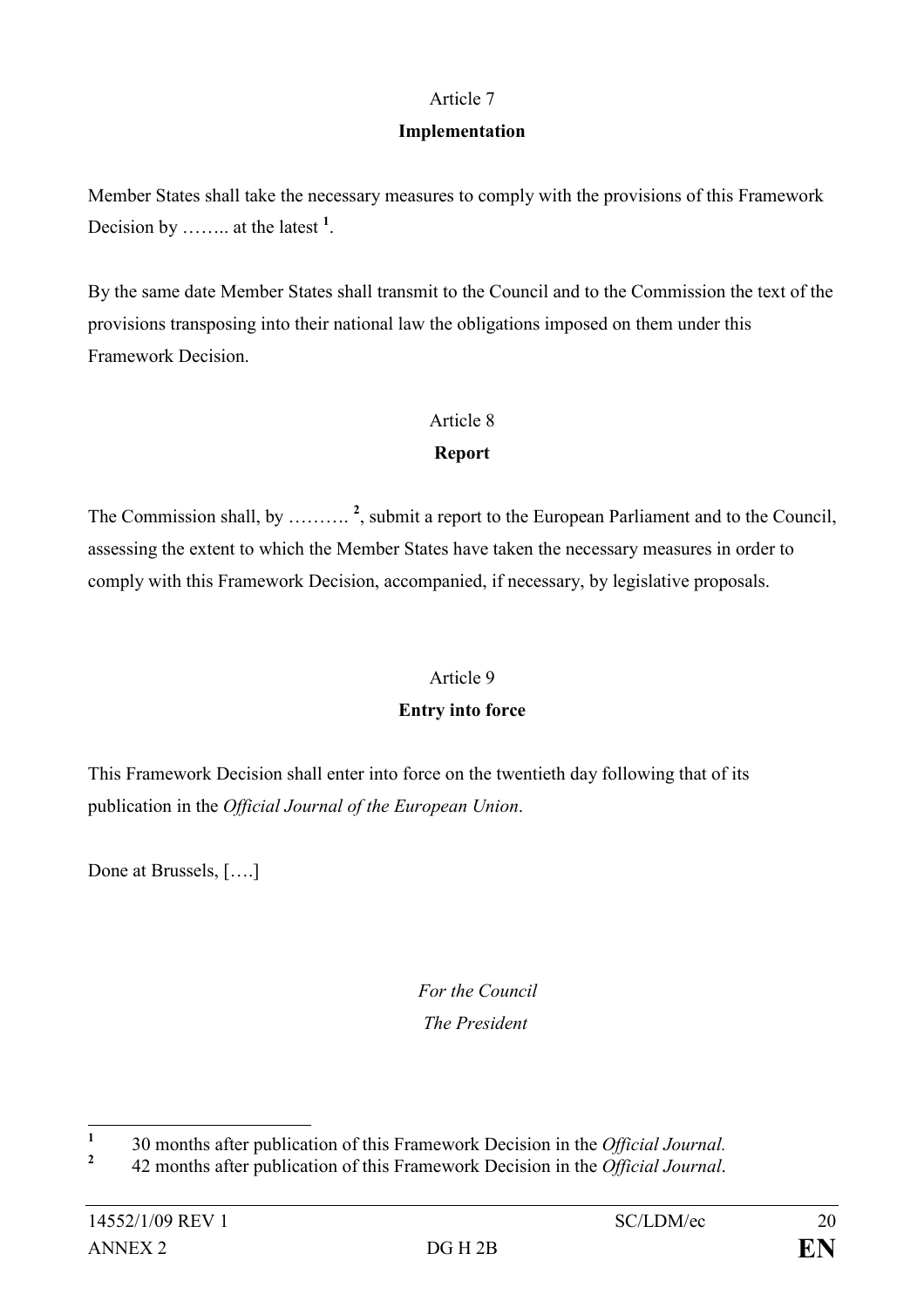Article 7

**Implementation**

Member States shall take the necessary measures to comply with the provisions of this Framework Decision by …….. at the latest [1].

By the same date Member States shall transmit to the Council and to the Commission the text of the provisions transposing into their national law the obligations imposed on them under this Framework Decision.

Article 8

**Report**

The Commission shall, by ………. [2], submit a report to the European Parliament and to the Council, assessing the extent to which the Member States have taken the necessary measures in order to comply with this Framework Decision, accompanied, if necessary, by legislative proposals.

Article 9

**Entry into force**

This Framework Decision shall enter into force on the twentieth day following that of its publication in the *Official Journal of the European Union*.

Done at Brussels, [….]

*For the Council*
*The President*

---

[1] 30 months after publication of this Framework Decision in the *Official Journal.*

[2] 42 months after publication of this Framework Decision in the *Official Journal*.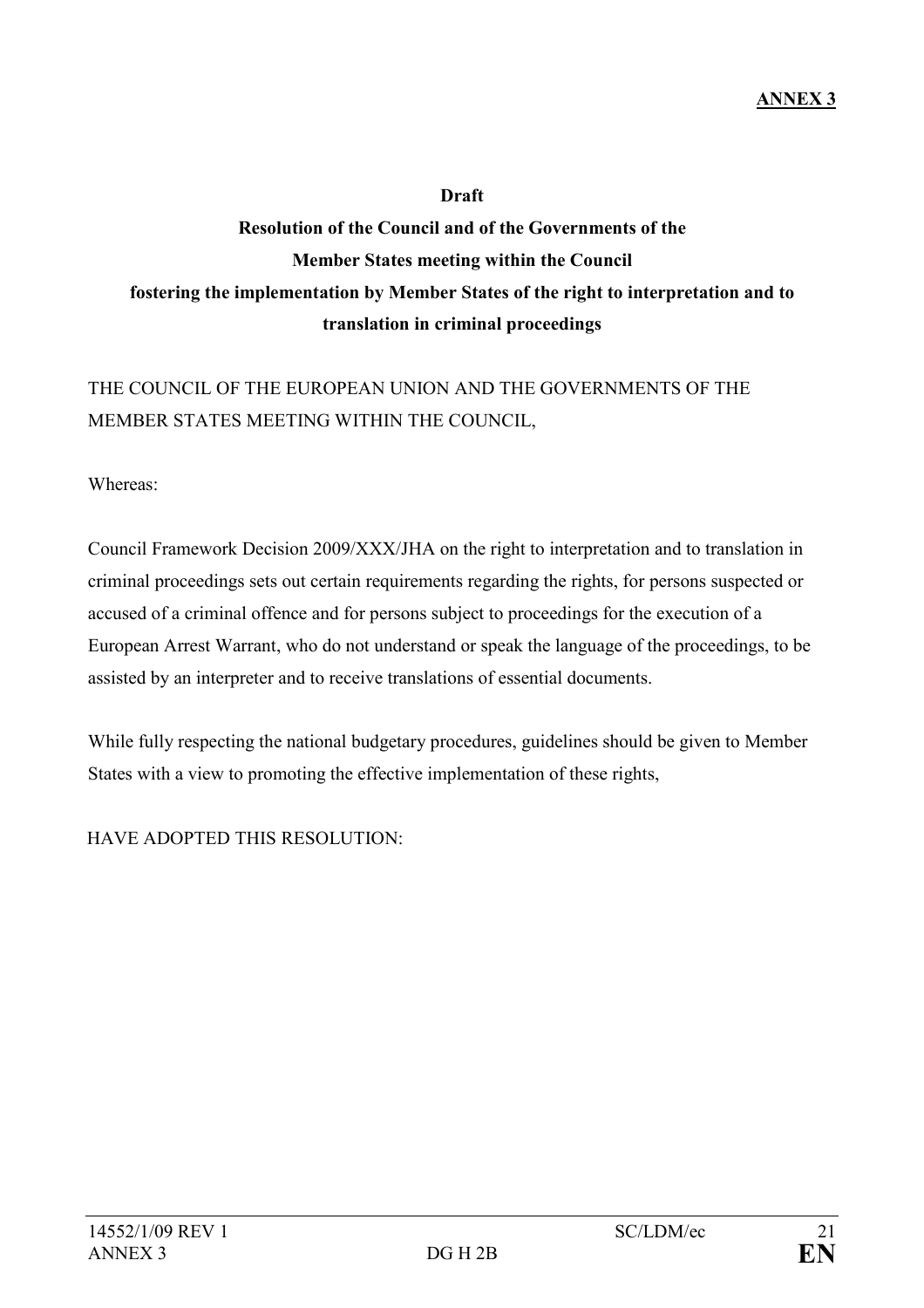**ANNEX 3**

**Draft**

**Resolution of the Council and of the Governments of the Member States meeting within the Council fostering the implementation by Member States of the right to interpretation and to translation in criminal proceedings**

THE COUNCIL OF THE EUROPEAN UNION AND THE GOVERNMENTS OF THE MEMBER STATES MEETING WITHIN THE COUNCIL,

Whereas:

Council Framework Decision 2009/XXX/JHA on the right to interpretation and to translation in criminal proceedings sets out certain requirements regarding the rights, for persons suspected or accused of a criminal offence and for persons subject to proceedings for the execution of a European Arrest Warrant, who do not understand or speak the language of the proceedings, to be assisted by an interpreter and to receive translations of essential documents.

While fully respecting the national budgetary procedures, guidelines should be given to Member States with a view to promoting the effective implementation of these rights,

HAVE ADOPTED THIS RESOLUTION: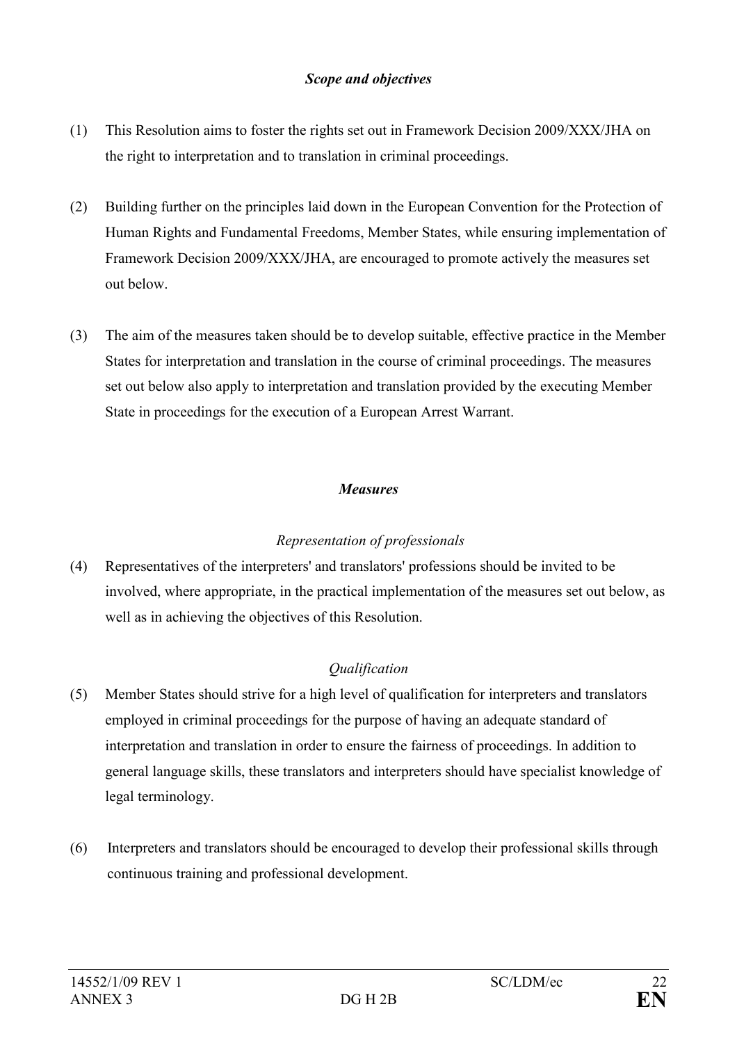*Scope and objectives*

(1) This Resolution aims to foster the rights set out in Framework Decision 2009/XXX/JHA on the right to interpretation and to translation in criminal proceedings.

(2) Building further on the principles laid down in the European Convention for the Protection of Human Rights and Fundamental Freedoms, Member States, while ensuring implementation of Framework Decision 2009/XXX/JHA, are encouraged to promote actively the measures set out below.

(3) The aim of the measures taken should be to develop suitable, effective practice in the Member States for interpretation and translation in the course of criminal proceedings. The measures set out below also apply to interpretation and translation provided by the executing Member State in proceedings for the execution of a European Arrest Warrant.

***Measures***

*Representation of professionals*

(4) Representatives of the interpreters' and translators' professions should be invited to be involved, where appropriate, in the practical implementation of the measures set out below, as well as in achieving the objectives of this Resolution.

*Qualification*

(5) Member States should strive for a high level of qualification for interpreters and translators employed in criminal proceedings for the purpose of having an adequate standard of interpretation and translation in order to ensure the fairness of proceedings. In addition to general language skills, these translators and interpreters should have specialist knowledge of legal terminology.

(6) Interpreters and translators should be encouraged to develop their professional skills through continuous training and professional development.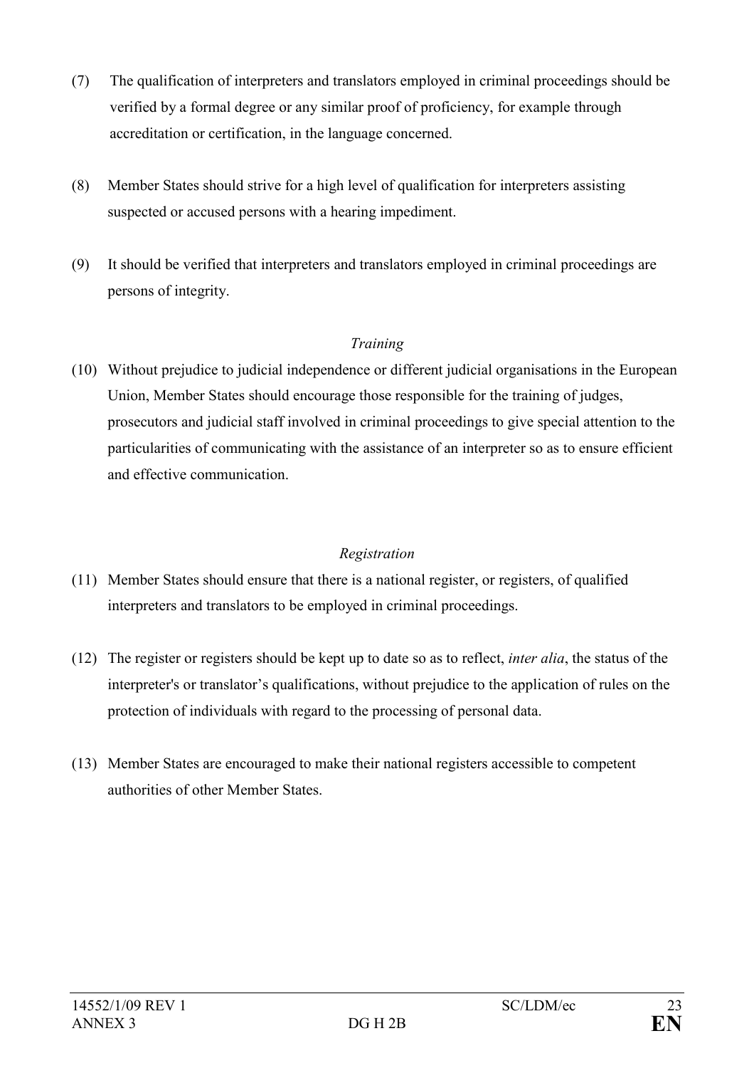(7) The qualification of interpreters and translators employed in criminal proceedings should be verified by a formal degree or any similar proof of proficiency, for example through accreditation or certification, in the language concerned.

(8) Member States should strive for a high level of qualification for interpreters assisting suspected or accused persons with a hearing impediment.

(9) It should be verified that interpreters and translators employed in criminal proceedings are persons of integrity.

*Training*

(10) Without prejudice to judicial independence or different judicial organisations in the European Union, Member States should encourage those responsible for the training of judges, prosecutors and judicial staff involved in criminal proceedings to give special attention to the particularities of communicating with the assistance of an interpreter so as to ensure efficient and effective communication.

*Registration*

(11) Member States should ensure that there is a national register, or registers, of qualified interpreters and translators to be employed in criminal proceedings.

(12) The register or registers should be kept up to date so as to reflect, *inter alia*, the status of the interpreter's or translator's qualifications, without prejudice to the application of rules on the protection of individuals with regard to the processing of personal data.

(13) Member States are encouraged to make their national registers accessible to competent authorities of other Member States.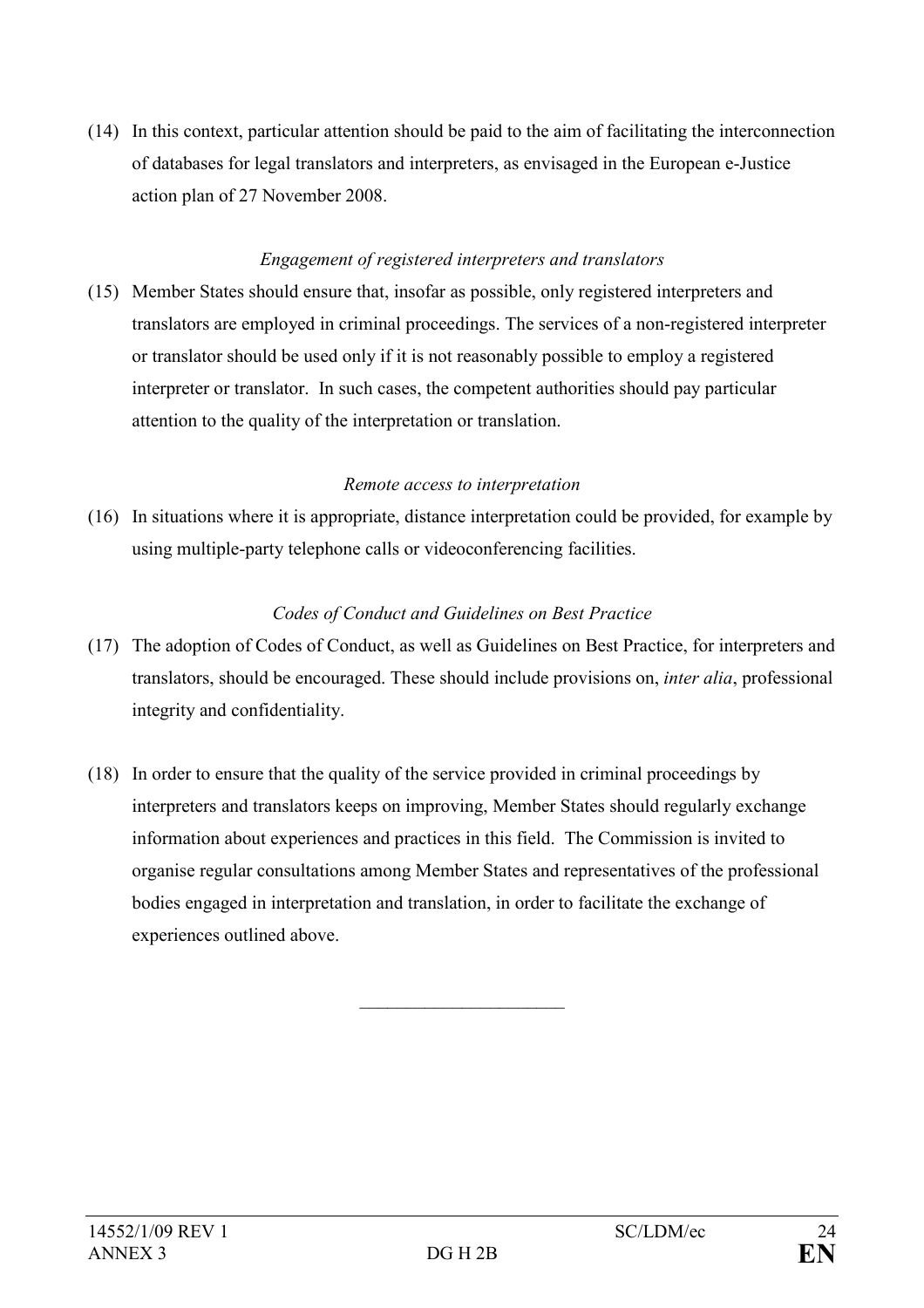(14) In this context, particular attention should be paid to the aim of facilitating the interconnection of databases for legal translators and interpreters, as envisaged in the European e-Justice action plan of 27 November 2008.

*Engagement of registered interpreters and translators*

(15) Member States should ensure that, insofar as possible, only registered interpreters and translators are employed in criminal proceedings. The services of a non-registered interpreter or translator should be used only if it is not reasonably possible to employ a registered interpreter or translator. In such cases, the competent authorities should pay particular attention to the quality of the interpretation or translation.

*Remote access to interpretation*

(16) In situations where it is appropriate, distance interpretation could be provided, for example by using multiple-party telephone calls or videoconferencing facilities.

*Codes of Conduct and Guidelines on Best Practice*

(17) The adoption of Codes of Conduct, as well as Guidelines on Best Practice, for interpreters and translators, should be encouraged. These should include provisions on, *inter alia*, professional integrity and confidentiality.

(18) In order to ensure that the quality of the service provided in criminal proceedings by interpreters and translators keeps on improving, Member States should regularly exchange information about experiences and practices in this field. The Commission is invited to organise regular consultations among Member States and representatives of the professional bodies engaged in interpretation and translation, in order to facilitate the exchange of experiences outlined above.

\_\_\_\_\_\_\_\_\_\_\_\_\_\_\_\_\_\_\_\_\_\_\_\_